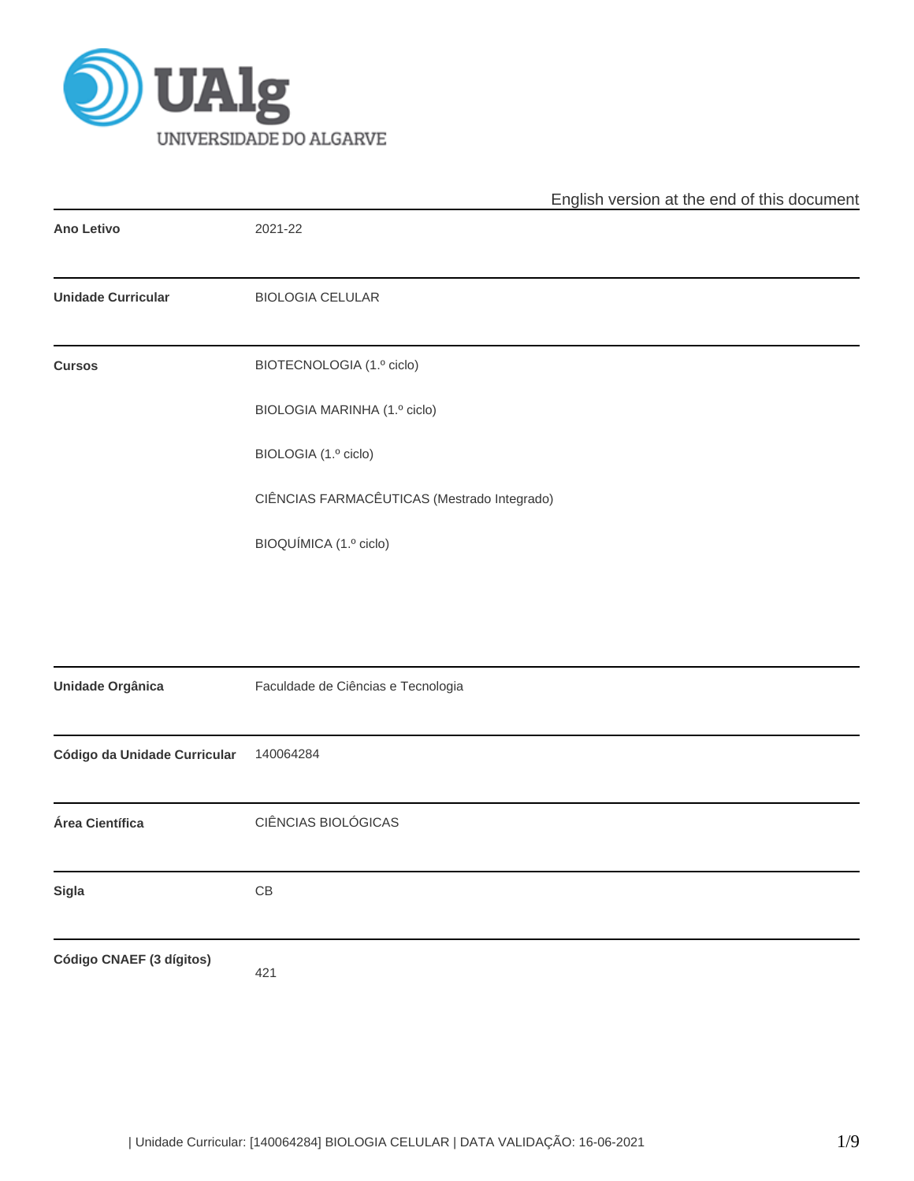UAlg
UNIVERSIDADE DO ALGARVE

English version at the end of this document

| | |
|---|---|
| **Ano Letivo** | 2021-22 |
| **Unidade Curricular** | BIOLOGIA CELULAR |
| **Cursos** | BIOTECNOLOGIA (1.º ciclo)<br>BIOLOGIA MARINHA (1.º ciclo)<br>BIOLOGIA (1.º ciclo)<br>CIÊNCIAS FARMACÊUTICAS (Mestrado Integrado)<br>BIOQUÍMICA (1.º ciclo) |
| **Unidade Orgânica** | Faculdade de Ciências e Tecnologia |
| **Código da Unidade Curricular** | 140064284 |
| **Área Científica** | CIÊNCIAS BIOLÓGICAS |
| **Sigla** | CB |
| **Código CNAEF (3 dígitos)** | 421 |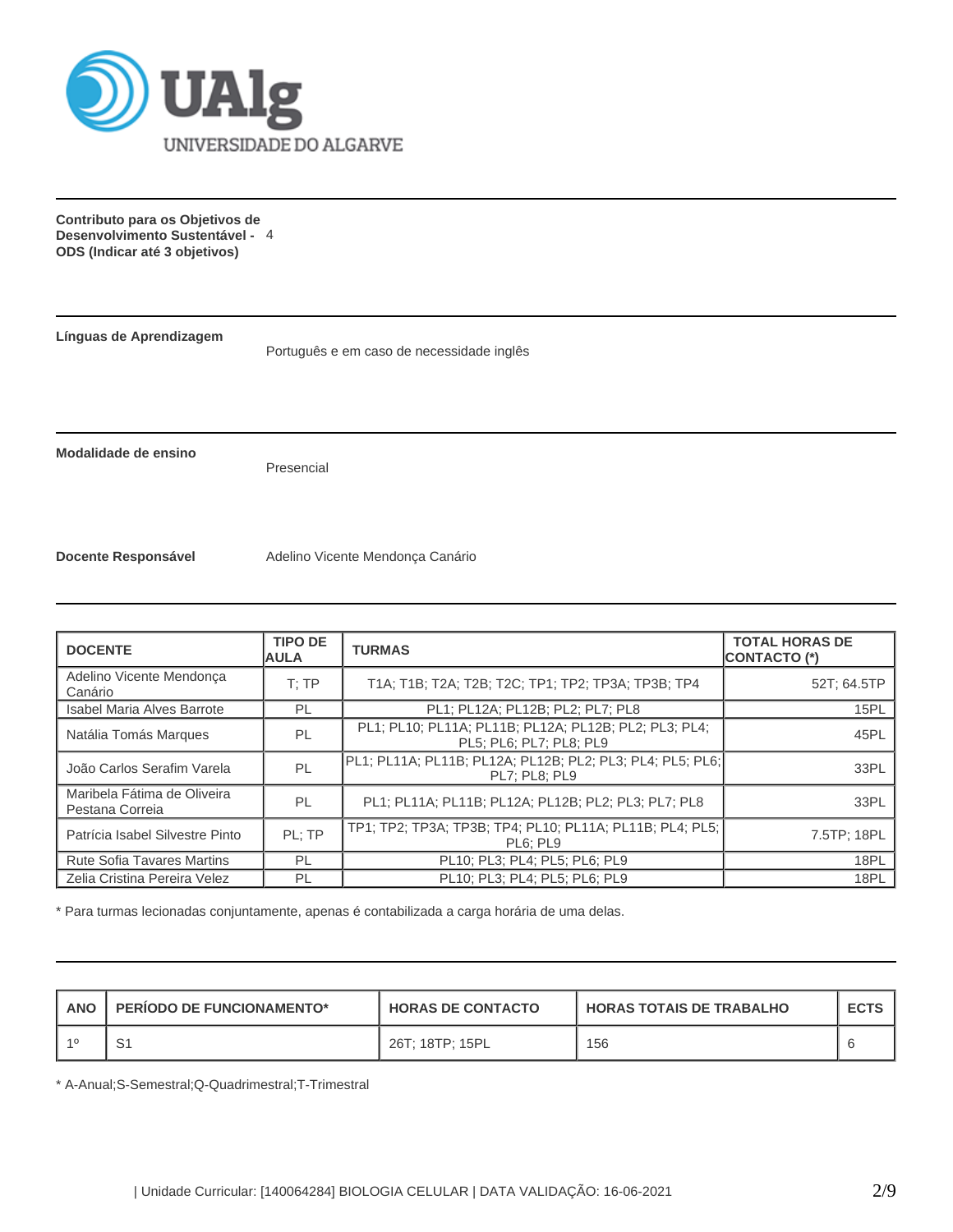**Contributo para os Objetivos de Desenvolvimento Sustentável - ODS (Indicar até 3 objetivos)** 4

**Línguas de Aprendizagem**

Português e em caso de necessidade inglês

**Modalidade de ensino**

Presencial

**Docente Responsável**

Adelino Vicente Mendonça Canário

| DOCENTE | TIPO DE AULA | TURMAS | TOTAL HORAS DE CONTACTO (*) |
|---|---|---|---|
| Adelino Vicente Mendonça Canário | T; TP | T1A; T1B; T2A; T2B; T2C; TP1; TP2; TP3A; TP3B; TP4 | 52T; 64.5TP |
| Isabel Maria Alves Barrote | PL | PL1; PL12A; PL12B; PL2; PL7; PL8 | 15PL |
| Natália Tomás Marques | PL | PL1; PL10; PL11A; PL11B; PL12A; PL12B; PL2; PL3; PL4; PL5; PL6; PL7; PL8; PL9 | 45PL |
| João Carlos Serafim Varela | PL | PL1; PL11A; PL11B; PL12A; PL12B; PL2; PL3; PL4; PL5; PL6; PL7; PL8; PL9 | 33PL |
| Maribela Fátima de Oliveira Pestana Correia | PL | PL1; PL11A; PL11B; PL12A; PL12B; PL2; PL3; PL7; PL8 | 33PL |
| Patrícia Isabel Silvestre Pinto | PL; TP | TP1; TP2; TP3A; TP3B; TP4; PL10; PL11A; PL11B; PL4; PL5; PL6; PL9 | 7.5TP; 18PL |
| Rute Sofia Tavares Martins | PL | PL10; PL3; PL4; PL5; PL6; PL9 | 18PL |
| Zelia Cristina Pereira Velez | PL | PL10; PL3; PL4; PL5; PL6; PL9 | 18PL |

* Para turmas lecionadas conjuntamente, apenas é contabilizada a carga horária de uma delas.

| ANO | PERÍODO DE FUNCIONAMENTO* | HORAS DE CONTACTO | HORAS TOTAIS DE TRABALHO | ECTS |
|---|---|---|---|---|
| 1º | S1 | 26T; 18TP; 15PL | 156 | 6 |

* A-Anual;S-Semestral;Q-Quadrimestral;T-Trimestral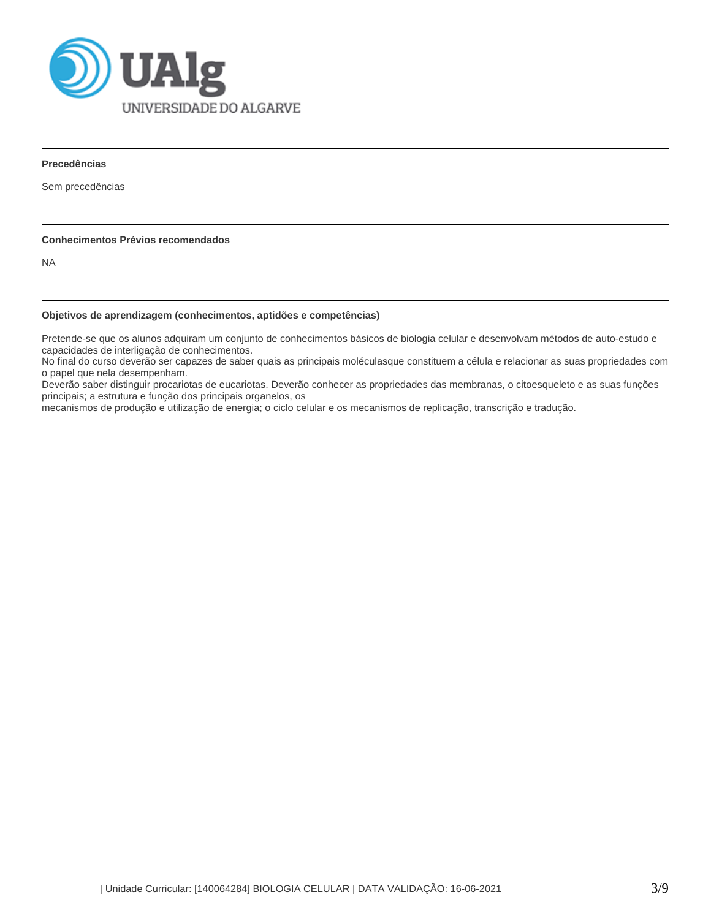## Precedências

Sem precedências

## Conhecimentos Prévios recomendados

NA

## Objetivos de aprendizagem (conhecimentos, aptidões e competências)

Pretende-se que os alunos adquiram um conjunto de conhecimentos básicos de biologia celular e desenvolvam métodos de auto-estudo e capacidades de interligação de conhecimentos.
No final do curso deverão ser capazes de saber quais as principais moléculasque constituem a célula e relacionar as suas propriedades com o papel que nela desempenham.
Deverão saber distinguir procariotas de eucariotas. Deverão conhecer as propriedades das membranas, o citoesqueleto e as suas funções principais; a estrutura e função dos principais organelos, os
mecanismos de produção e utilização de energia; o ciclo celular e os mecanismos de replicação, transcrição e tradução.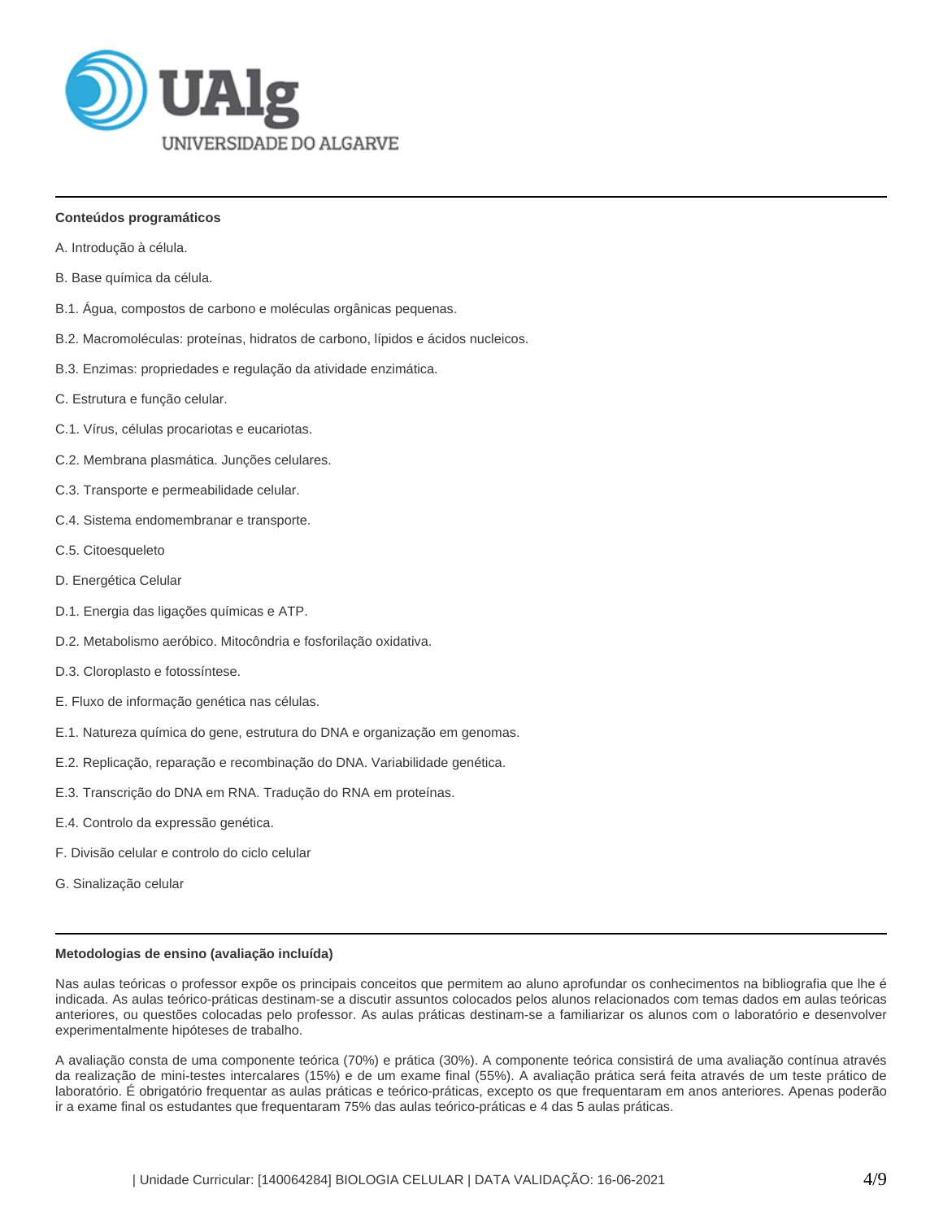### Conteúdos programáticos

A. Introdução à célula.

B. Base química da célula.

B.1. Água, compostos de carbono e moléculas orgânicas pequenas.

B.2. Macromoléculas: proteínas, hidratos de carbono, lípidos e ácidos nucleicos.

B.3. Enzimas: propriedades e regulação da atividade enzimática.

C. Estrutura e função celular.

C.1. Vírus, células procariotas e eucariotas.

C.2. Membrana plasmática. Junções celulares.

C.3. Transporte e permeabilidade celular.

C.4. Sistema endomembranar e transporte.

C.5. Citoesqueleto

D. Energética Celular

D.1. Energia das ligações químicas e ATP.

D.2. Metabolismo aeróbico. Mitocôndria e fosforilação oxidativa.

D.3. Cloroplasto e fotossíntese.

E. Fluxo de informação genética nas células.

E.1. Natureza química do gene, estrutura do DNA e organização em genomas.

E.2. Replicação, reparação e recombinação do DNA. Variabilidade genética.

E.3. Transcrição do DNA em RNA. Tradução do RNA em proteínas.

E.4. Controlo da expressão genética.

F. Divisão celular e controlo do ciclo celular

G. Sinalização celular

### Metodologias de ensino (avaliação incluída)

Nas aulas teóricas o professor expõe os principais conceitos que permitem ao aluno aprofundar os conhecimentos na bibliografia que lhe é indicada. As aulas teórico-práticas destinam-se a discutir assuntos colocados pelos alunos relacionados com temas dados em aulas teóricas anteriores, ou questões colocadas pelo professor. As aulas práticas destinam-se a familiarizar os alunos com o laboratório e desenvolver experimentalmente hipóteses de trabalho.

A avaliação consta de uma componente teórica (70%) e prática (30%). A componente teórica consistirá de uma avaliação contínua através da realização de mini-testes intercalares (15%) e de um exame final (55%). A avaliação prática será feita através de um teste prático de laboratório. É obrigatório frequentar as aulas práticas e teórico-práticas, excepto os que frequentaram em anos anteriores. Apenas poderão ir a exame final os estudantes que frequentaram 75% das aulas teórico-práticas e 4 das 5 aulas práticas.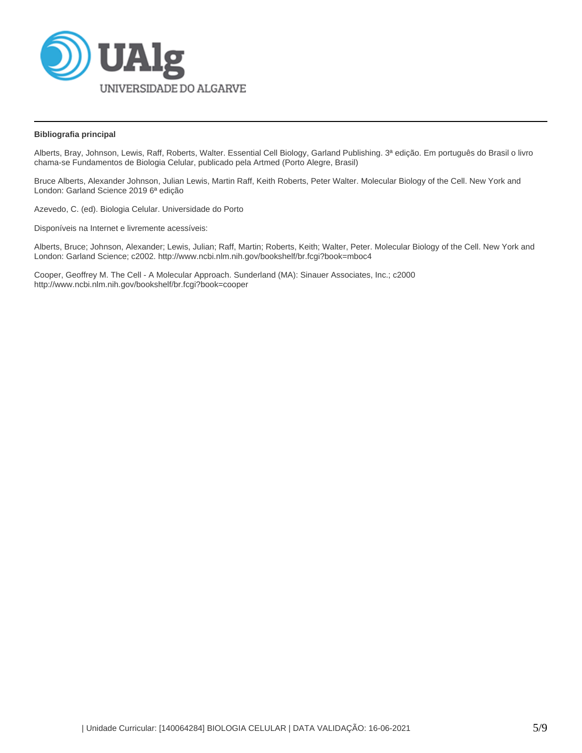**Bibliografia principal**

Alberts, Bray, Johnson, Lewis, Raff, Roberts, Walter. Essential Cell Biology, Garland Publishing. 3ª edição. Em português do Brasil o livro chama-se Fundamentos de Biologia Celular, publicado pela Artmed (Porto Alegre, Brasil)

Bruce Alberts, Alexander Johnson, Julian Lewis, Martin Raff, Keith Roberts, Peter Walter. Molecular Biology of the Cell. New York and London: Garland Science 2019 6ª edição

Azevedo, C. (ed). Biologia Celular. Universidade do Porto

Disponíveis na Internet e livremente acessíveis:

Alberts, Bruce; Johnson, Alexander; Lewis, Julian; Raff, Martin; Roberts, Keith; Walter, Peter. Molecular Biology of the Cell. New York and London: Garland Science; c2002. http://www.ncbi.nlm.nih.gov/bookshelf/br.fcgi?book=mboc4

Cooper, Geoffrey M. The Cell - A Molecular Approach. Sunderland (MA): Sinauer Associates, Inc.; c2000 http://www.ncbi.nlm.nih.gov/bookshelf/br.fcgi?book=cooper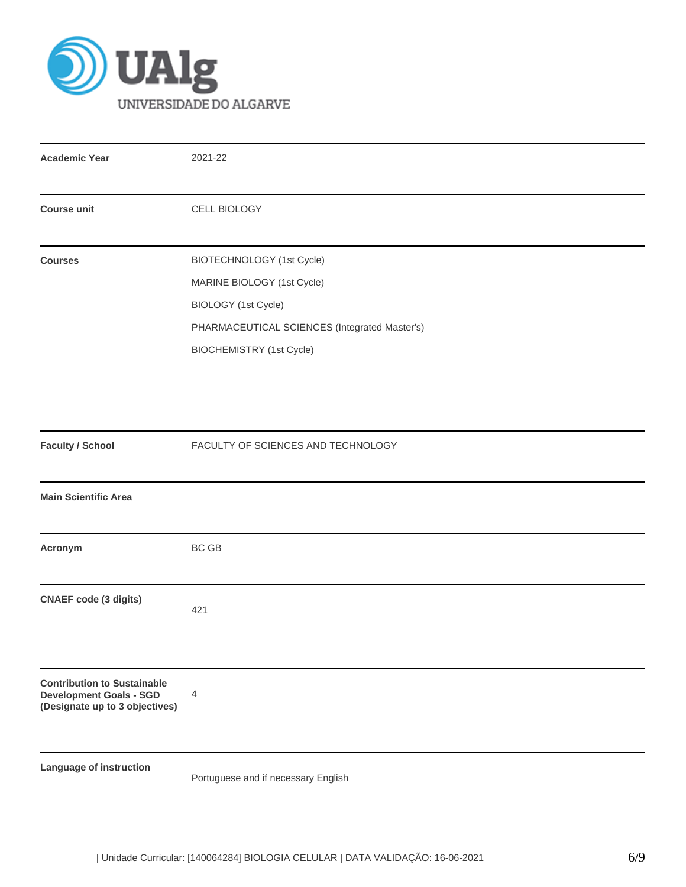| | |
|---|---|
| **Academic Year** | 2021-22 |
| **Course unit** | CELL BIOLOGY |
| **Courses** | BIOTECHNOLOGY (1st Cycle)<br>MARINE BIOLOGY (1st Cycle)<br>BIOLOGY (1st Cycle)<br>PHARMACEUTICAL SCIENCES (Integrated Master's)<br>BIOCHEMISTRY (1st Cycle) |
| **Faculty / School** | FACULTY OF SCIENCES AND TECHNOLOGY |
| **Main Scientific Area** | |
| **Acronym** | BC GB |
| **CNAEF code (3 digits)** | 421 |
| **Contribution to Sustainable Development Goals - SGD (Designate up to 3 objectives)** | 4 |
| **Language of instruction** | Portuguese and if necessary English |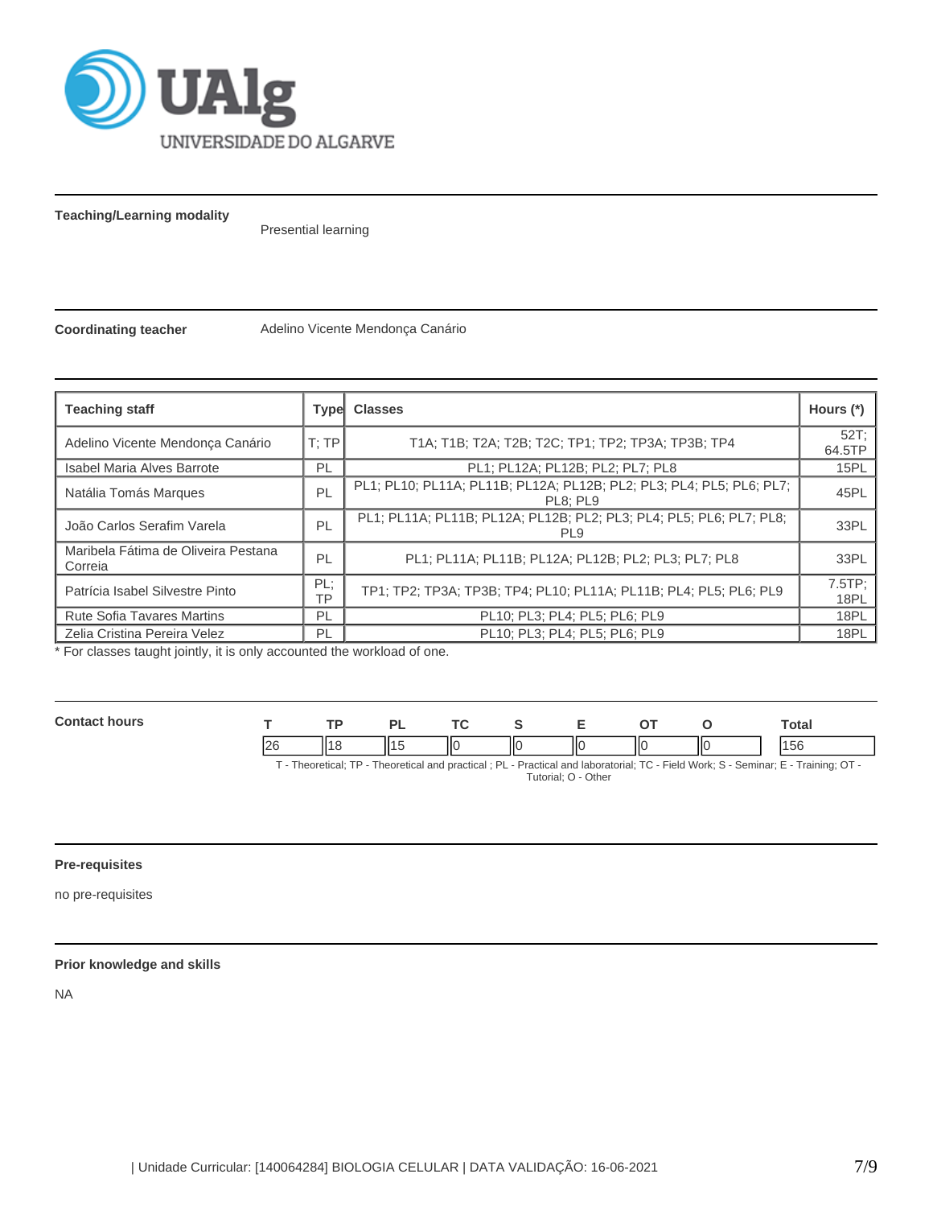**Teaching/Learning modality**

Presential learning

**Coordinating teacher**

Adelino Vicente Mendonça Canário

| Teaching staff | Type | Classes | Hours (*) |
|---|---|---|---|
| Adelino Vicente Mendonça Canário | T; TP | T1A; T1B; T2A; T2B; T2C; TP1; TP2; TP3A; TP3B; TP4 | 52T; 64.5TP |
| Isabel Maria Alves Barrote | PL | PL1; PL12A; PL12B; PL2; PL7; PL8 | 15PL |
| Natália Tomás Marques | PL | PL1; PL10; PL11A; PL11B; PL12A; PL12B; PL2; PL3; PL4; PL5; PL6; PL7; PL8; PL9 | 45PL |
| João Carlos Serafim Varela | PL | PL1; PL11A; PL11B; PL12A; PL12B; PL2; PL3; PL4; PL5; PL6; PL7; PL8; PL9 | 33PL |
| Maribela Fátima de Oliveira Pestana Correia | PL | PL1; PL11A; PL11B; PL12A; PL12B; PL2; PL3; PL7; PL8 | 33PL |
| Patrícia Isabel Silvestre Pinto | PL; TP | TP1; TP2; TP3A; TP3B; TP4; PL10; PL11A; PL11B; PL4; PL5; PL6; PL9 | 7.5TP; 18PL |
| Rute Sofia Tavares Martins | PL | PL10; PL3; PL4; PL5; PL6; PL9 | 18PL |
| Zelia Cristina Pereira Velez | PL | PL10; PL3; PL4; PL5; PL6; PL9 | 18PL |

* For classes taught jointly, it is only accounted the workload of one.

**Contact hours**

| T | TP | PL | TC | S | E | OT | O | Total |
|---|---|---|---|---|---|---|---|---|
| 26 | 18 | 15 | 0 | 0 | 0 | 0 | 0 | 156 |

T - Theoretical; TP - Theoretical and practical ; PL - Practical and laboratorial; TC - Field Work; S - Seminar; E - Training; OT - Tutorial; O - Other

**Pre-requisites**

no pre-requisites

**Prior knowledge and skills**

NA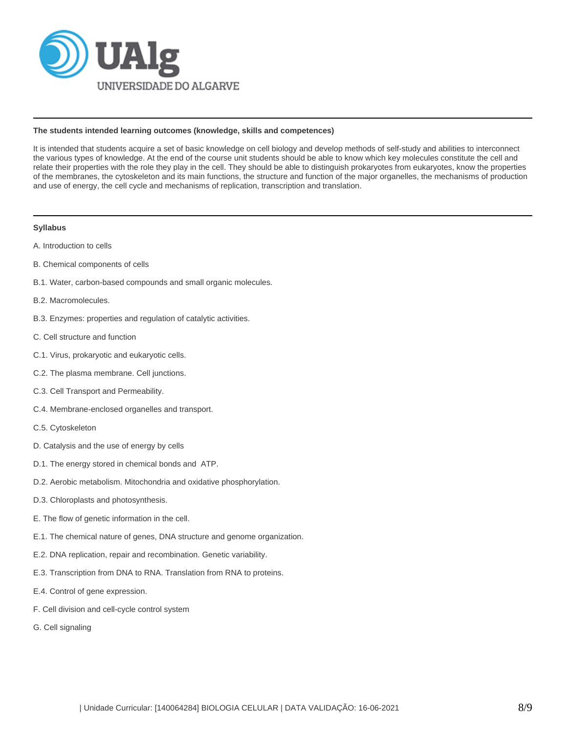**The students intended learning outcomes (knowledge, skills and competences)**

It is intended that students acquire a set of basic knowledge on cell biology and develop methods of self-study and abilities to interconnect the various types of knowledge. At the end of the course unit students should be able to know which key molecules constitute the cell and relate their properties with the role they play in the cell. They should be able to distinguish prokaryotes from eukaryotes, know the properties of the membranes, the cytoskeleton and its main functions, the structure and function of the major organelles, the mechanisms of production and use of energy, the cell cycle and mechanisms of replication, transcription and translation.

**Syllabus**

A. Introduction to cells

B. Chemical components of cells

B.1. Water, carbon-based compounds and small organic molecules.

B.2. Macromolecules.

B.3. Enzymes: properties and regulation of catalytic activities.

C. Cell structure and function

C.1. Virus, prokaryotic and eukaryotic cells.

C.2. The plasma membrane. Cell junctions.

C.3. Cell Transport and Permeability.

C.4. Membrane-enclosed organelles and transport.

C.5. Cytoskeleton

D. Catalysis and the use of energy by cells

D.1. The energy stored in chemical bonds and ATP.

D.2. Aerobic metabolism. Mitochondria and oxidative phosphorylation.

D.3. Chloroplasts and photosynthesis.

E. The flow of genetic information in the cell.

E.1. The chemical nature of genes, DNA structure and genome organization.

E.2. DNA replication, repair and recombination. Genetic variability.

E.3. Transcription from DNA to RNA. Translation from RNA to proteins.

E.4. Control of gene expression.

F. Cell division and cell-cycle control system

G. Cell signaling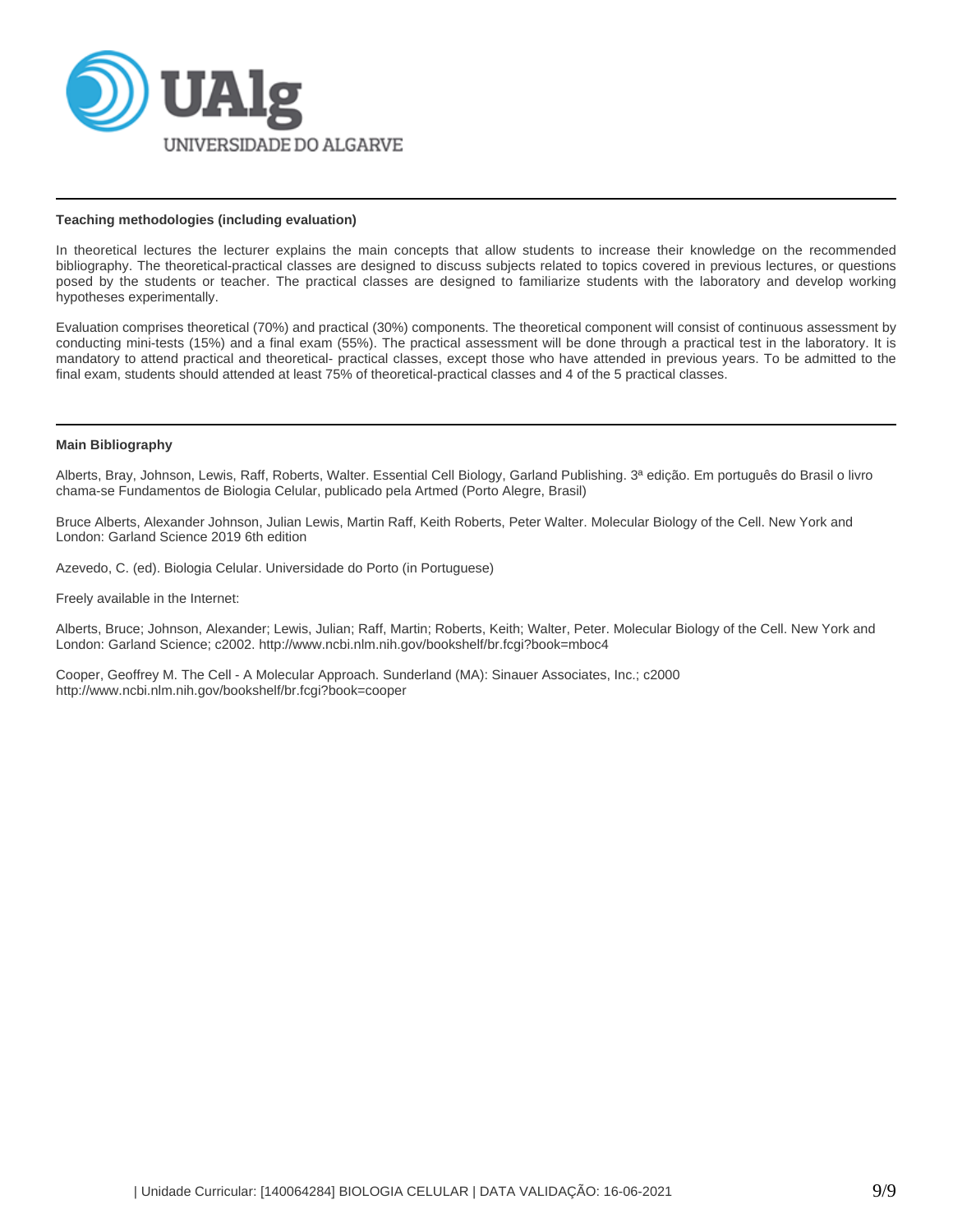### Teaching methodologies (including evaluation)

In theoretical lectures the lecturer explains the main concepts that allow students to increase their knowledge on the recommended bibliography. The theoretical-practical classes are designed to discuss subjects related to topics covered in previous lectures, or questions posed by the students or teacher. The practical classes are designed to familiarize students with the laboratory and develop working hypotheses experimentally.

Evaluation comprises theoretical (70%) and practical (30%) components. The theoretical component will consist of continuous assessment by conducting mini-tests (15%) and a final exam (55%). The practical assessment will be done through a practical test in the laboratory. It is mandatory to attend practical and theoretical- practical classes, except those who have attended in previous years. To be admitted to the final exam, students should attended at least 75% of theoretical-practical classes and 4 of the 5 practical classes.

### Main Bibliography

Alberts, Bray, Johnson, Lewis, Raff, Roberts, Walter. Essential Cell Biology, Garland Publishing. 3ª edição. Em português do Brasil o livro chama-se Fundamentos de Biologia Celular, publicado pela Artmed (Porto Alegre, Brasil)

Bruce Alberts, Alexander Johnson, Julian Lewis, Martin Raff, Keith Roberts, Peter Walter. Molecular Biology of the Cell. New York and London: Garland Science 2019 6th edition

Azevedo, C. (ed). Biologia Celular. Universidade do Porto (in Portuguese)

Freely available in the Internet:

Alberts, Bruce; Johnson, Alexander; Lewis, Julian; Raff, Martin; Roberts, Keith; Walter, Peter. Molecular Biology of the Cell. New York and London: Garland Science; c2002. http://www.ncbi.nlm.nih.gov/bookshelf/br.fcgi?book=mboc4

Cooper, Geoffrey M. The Cell - A Molecular Approach. Sunderland (MA): Sinauer Associates, Inc.; c2000 http://www.ncbi.nlm.nih.gov/bookshelf/br.fcgi?book=cooper